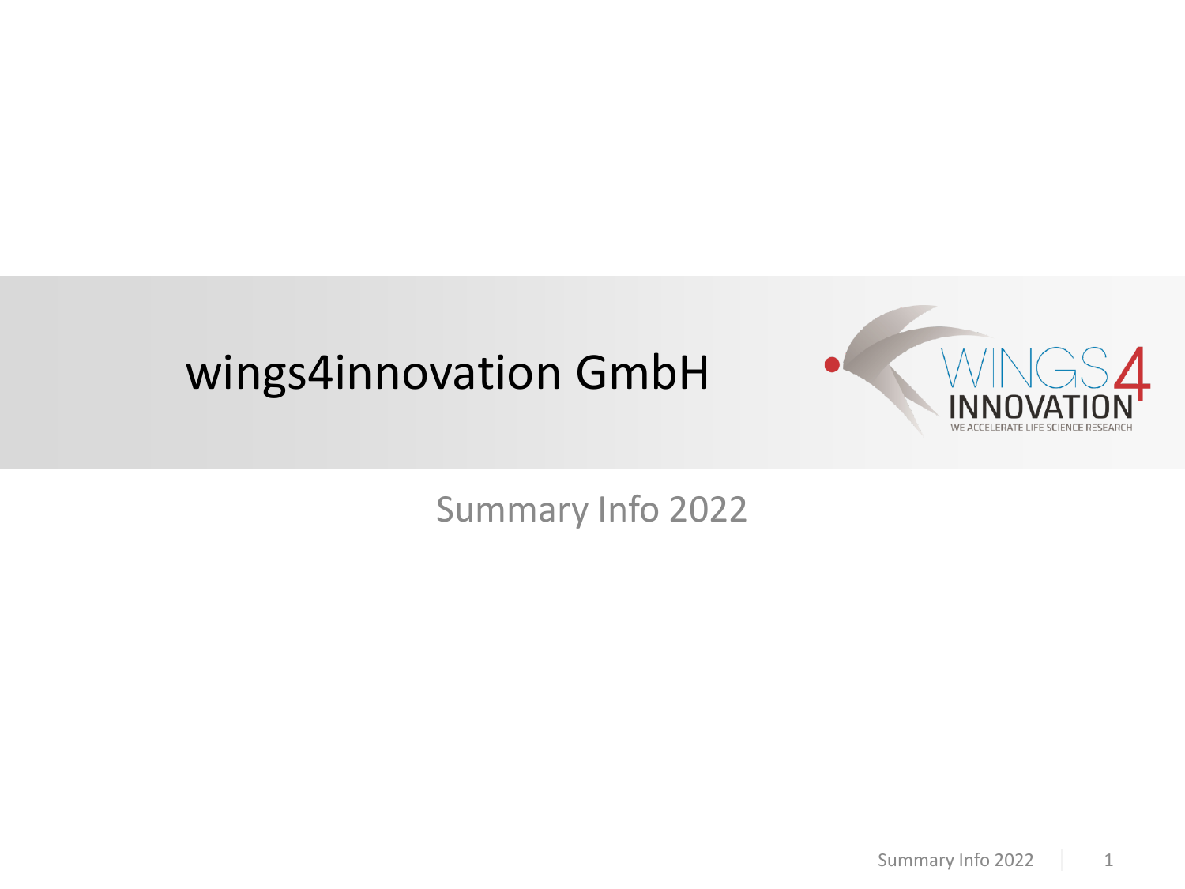# wings4innovation GmbH

Summary Info 2022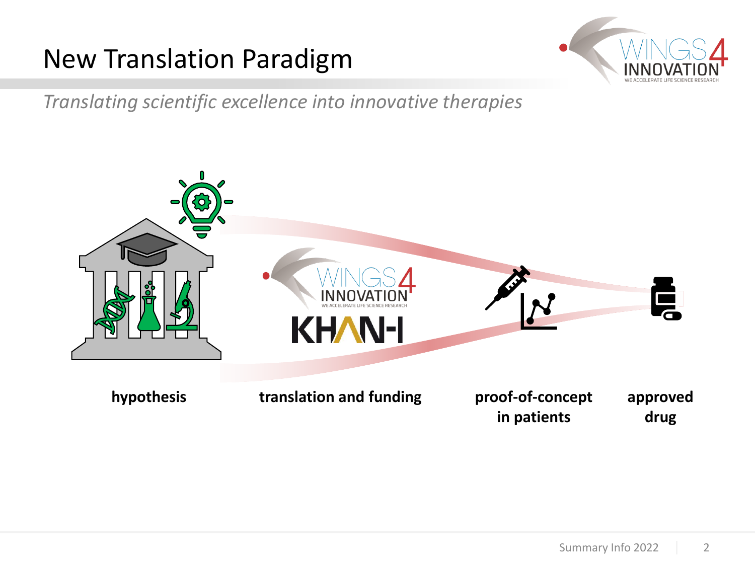# New Translation Paradigm

*Translating scientific excellence into innovative therapies*

**hypothesis**

**translation and funding**

**proof-of-concept in patients**

**approved drug**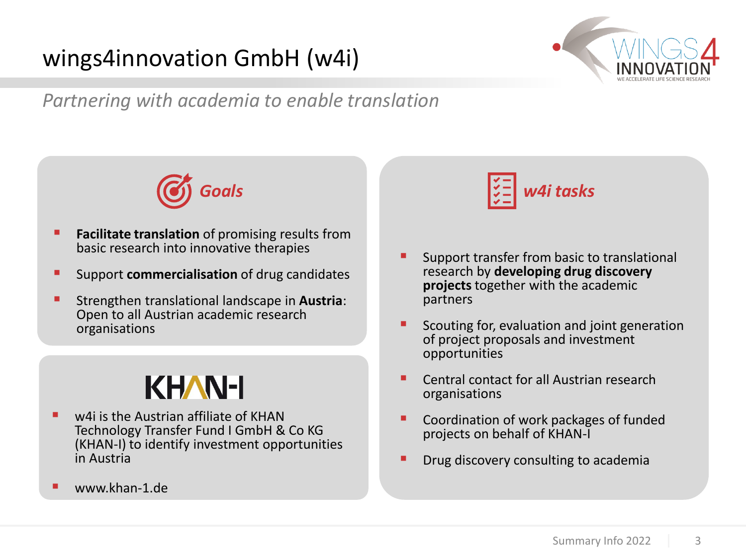# wings4innovation GmbH (w4i)

*Partnering with academia to enable translation*

## *Goals*

- **Facilitate translation** of promising results from basic research into innovative therapies
- Support **commercialisation** of drug candidates
- Strengthen translational landscape in **Austria**: Open to all Austrian academic research organisations

## KHAN-I

- w4i is the Austrian affiliate of KHAN Technology Transfer Fund I GmbH & Co KG (KHAN-I) to identify investment opportunities in Austria
- www.khan-1.de

## *w4i tasks*

- Support transfer from basic to translational research by **developing drug discovery projects** together with the academic partners
- Scouting for, evaluation and joint generation of project proposals and investment opportunities
- Central contact for all Austrian research organisations
- Coordination of work packages of funded projects on behalf of KHAN-I
- Drug discovery consulting to academia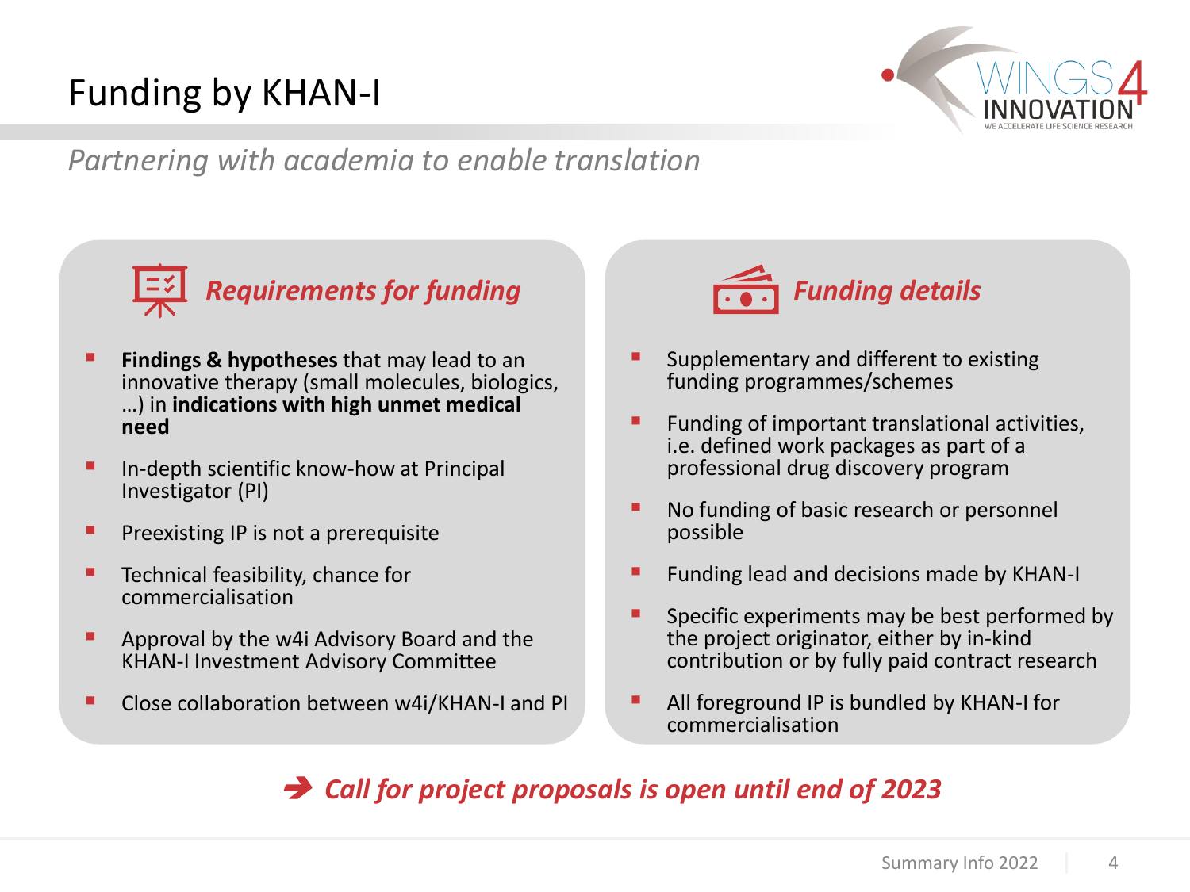# Funding by KHAN-I

*Partnering with academia to enable translation*

## *Requirements for funding*

- **Findings & hypotheses** that may lead to an innovative therapy (small molecules, biologics, …) in **indications with high unmet medical need**
- In-depth scientific know-how at Principal Investigator (PI)
- Preexisting IP is not a prerequisite
- Technical feasibility, chance for commercialisation
- Approval by the w4i Advisory Board and the KHAN-I Investment Advisory Committee
- Close collaboration between w4i/KHAN-I and PI

## *Funding details*

- Supplementary and different to existing funding programmes/schemes
- Funding of important translational activities, i.e. defined work packages as part of a professional drug discovery program
- No funding of basic research or personnel possible
- Funding lead and decisions made by KHAN-I
- Specific experiments may be best performed by the project originator, either by in-kind contribution or by fully paid contract research
- All foreground IP is bundled by KHAN-I for commercialisation

➔ ***Call for project proposals is open until end of 2023***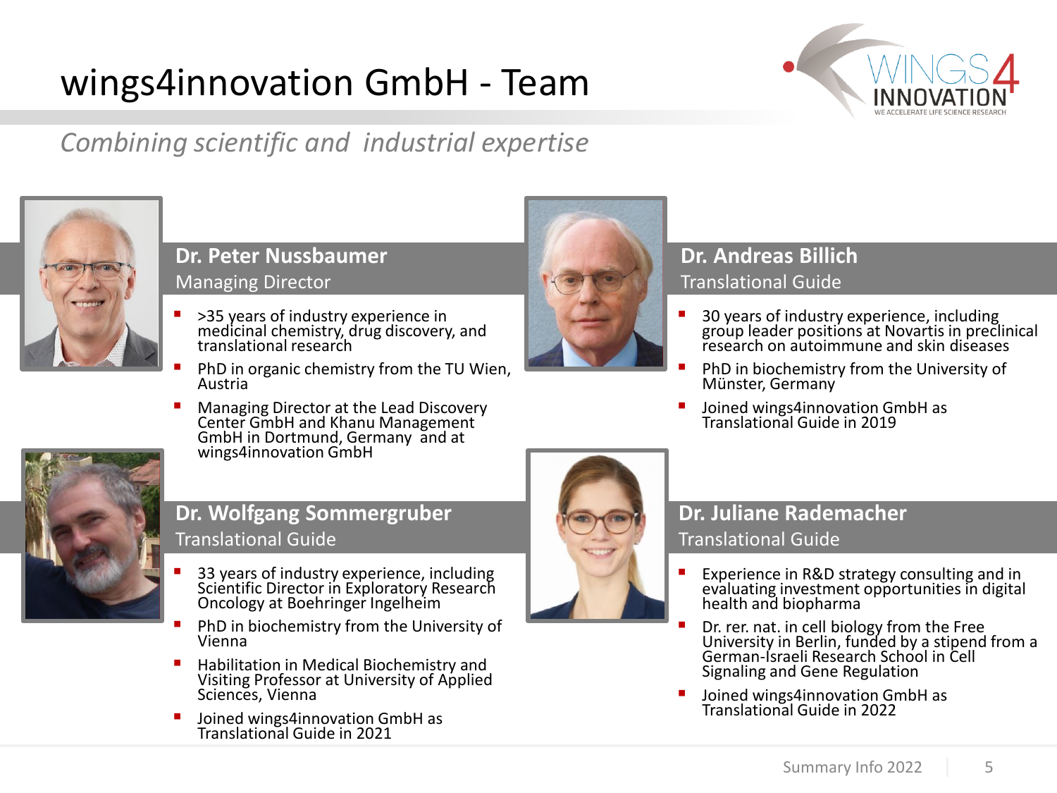# wings4innovation GmbH - Team

*Combining scientific and industrial expertise*

## Dr. Peter Nussbaumer
Managing Director

- >35 years of industry experience in medicinal chemistry, drug discovery, and translational research
- PhD in organic chemistry from the TU Wien, Austria
- Managing Director at the Lead Discovery Center GmbH and Khanu Management GmbH in Dortmund, Germany and at wings4innovation GmbH

## Dr. Andreas Billich
Translational Guide

- 30 years of industry experience, including group leader positions at Novartis in preclinical research on autoimmune and skin diseases
- PhD in biochemistry from the University of Münster, Germany
- Joined wings4innovation GmbH as Translational Guide in 2019

## Dr. Wolfgang Sommergruber
Translational Guide

- 33 years of industry experience, including Scientific Director in Exploratory Research Oncology at Boehringer Ingelheim
- PhD in biochemistry from the University of Vienna
- Habilitation in Medical Biochemistry and Visiting Professor at University of Applied Sciences, Vienna
- Joined wings4innovation GmbH as Translational Guide in 2021

## Dr. Juliane Rademacher
Translational Guide

- Experience in R&D strategy consulting and in evaluating investment opportunities in digital health and biopharma
- Dr. rer. nat. in cell biology from the Free University in Berlin, funded by a stipend from a German-Israeli Research School in Cell Signaling and Gene Regulation
- Joined wings4innovation GmbH as Translational Guide in 2022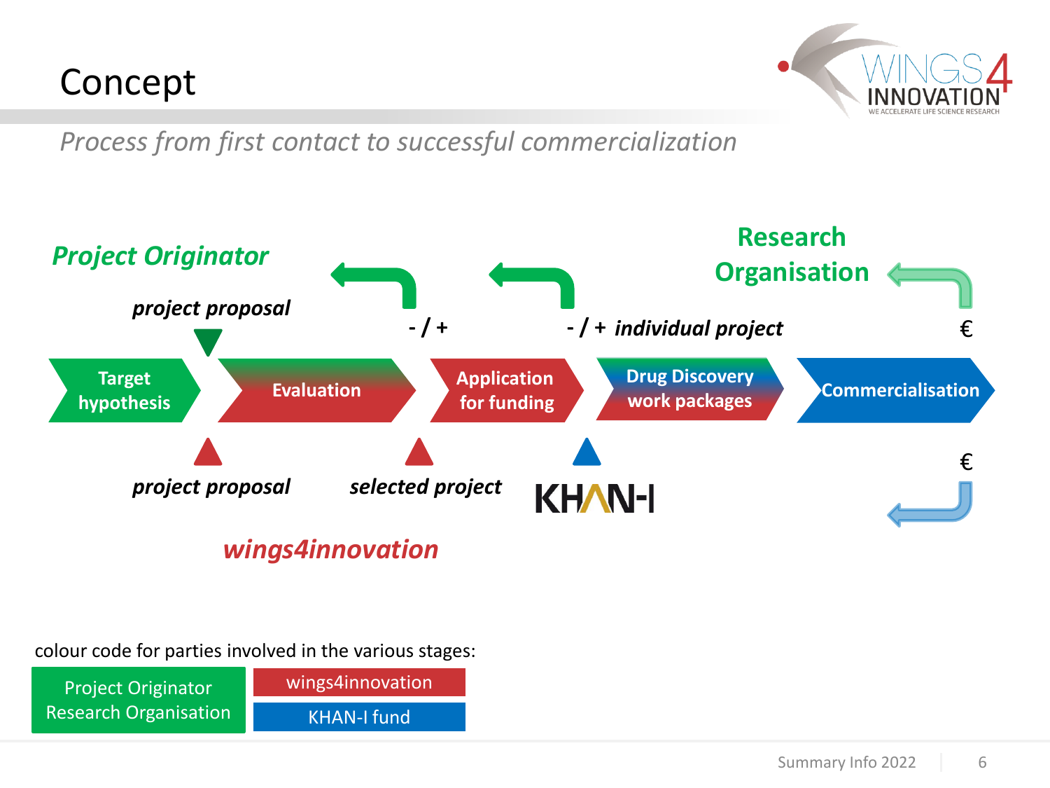# Concept

*Process from first contact to successful commercialization*

***Project Originator***

***project proposal***

**Target hypothesis** → **Evaluation** → **Application for funding** → **Drug Discovery work packages** → **Commercialisation**

***project proposal*** | ***selected project*** | KHAN-I

**- / +** | **- / +** ***individual project*** | **€**

**Research Organisation**

**€**

***wings4innovation***

colour code for parties involved in the various stages:

| Project Originator Research Organisation | wings4innovation |
|---|---|
| | KHAN-I fund |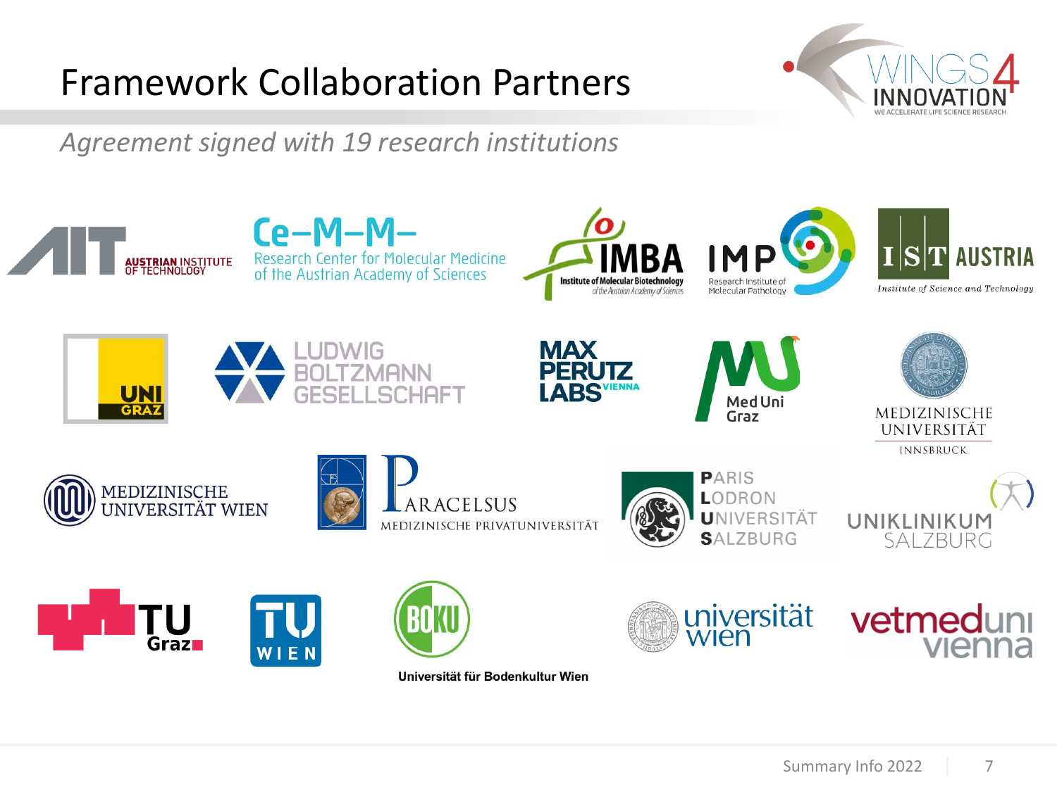# Framework Collaboration Partners

*Agreement signed with 19 research institutions*

- AUSTRIAN INSTITUTE OF TECHNOLOGY
- Ce-M-M- Research Center for Molecular Medicine of the Austrian Academy of Sciences
- IMBA Institute of Molecular Biotechnology of the Austrian Academy of Sciences
- IMP Research Institute of Molecular Pathology
- IST AUSTRIA Institute of Science and Technology
- UNI GRAZ
- LUDWIG BOLTZMANN GESELLSCHAFT
- MAX PERUTZ LABS VIENNA
- Med Uni Graz
- MEDIZINISCHE UNIVERSITÄT INNSBRUCK
- MEDIZINISCHE UNIVERSITÄT WIEN
- PARACELSUS MEDIZINISCHE PRIVATUNIVERSITÄT
- PARIS LODRON UNIVERSITÄT SALZBURG
- UNIKLINIKUM SALZBURG
- TU Graz
- TU WIEN
- BOKU Universität für Bodenkultur Wien
- universität wien
- vetmeduni vienna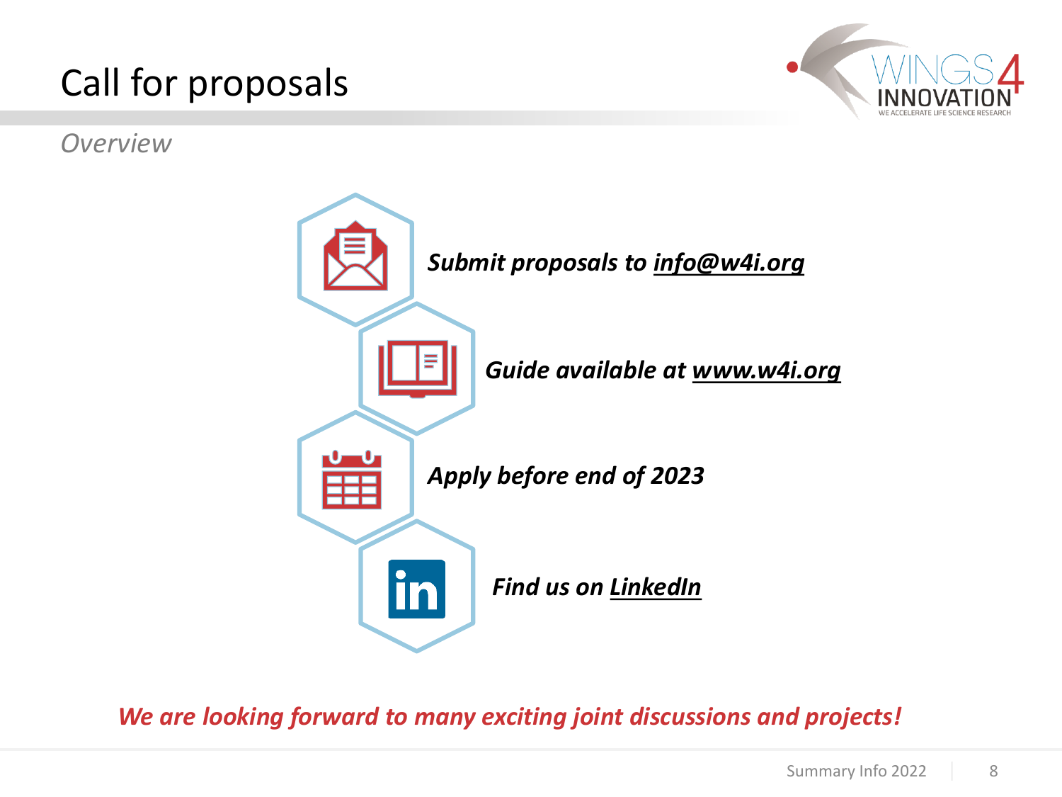# Call for proposals

*Overview*

***Submit proposals to info@w4i.org***

***Guide available at www.w4i.org***

***Apply before end of 2023***

***Find us on LinkedIn***

***We are looking forward to many exciting joint discussions and projects!***